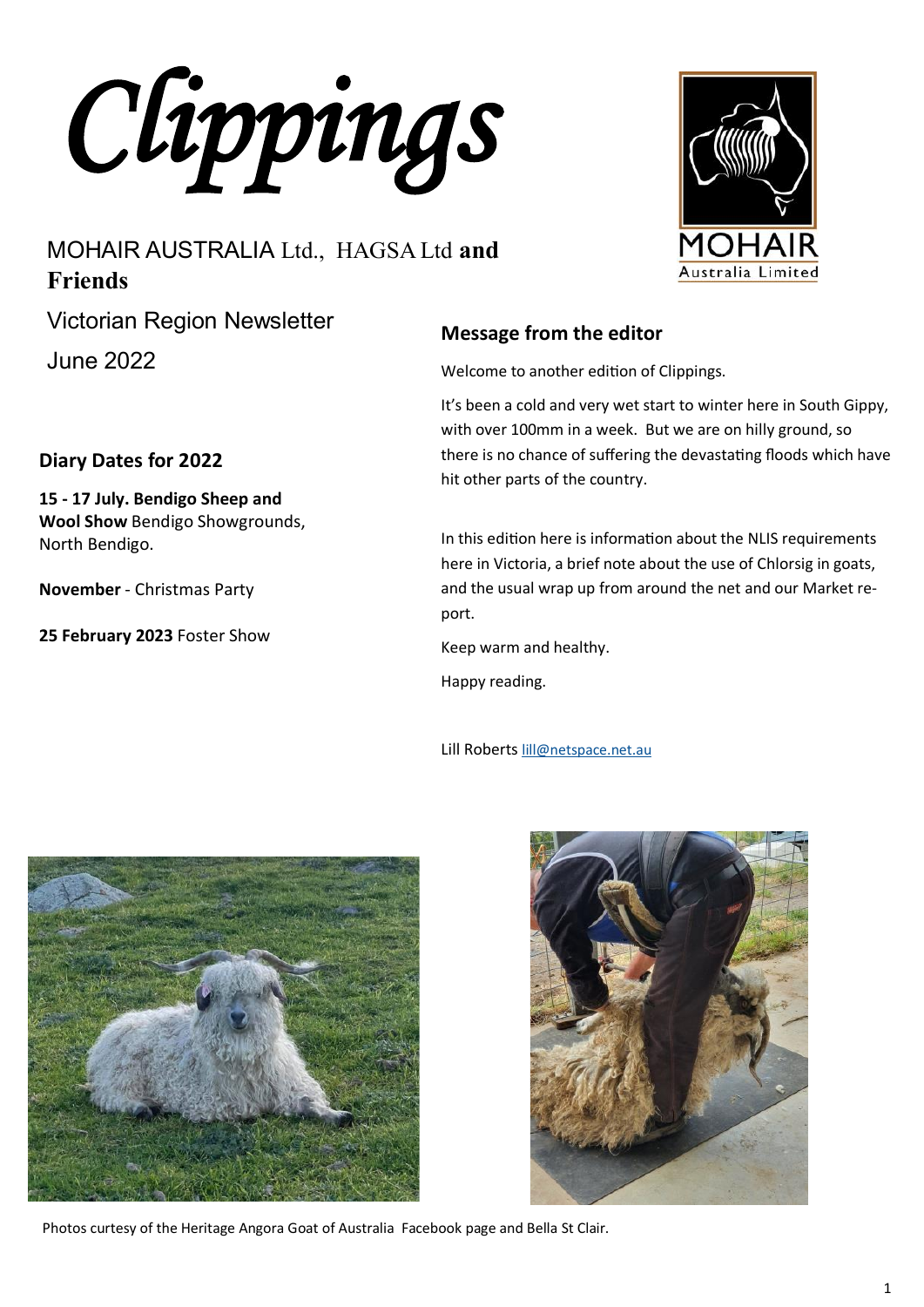# Clippings

MOHAIR AUSTRALIA Ltd., HAGSA Ltd **and Friends**

Victorian Region Newsletter

June 2022

## Diary Dates for 2022

**15 - 17 July. Bendigo Sheep and Wool Show** Bendigo Showgrounds, North Bendigo.

**November** - Christmas Party

**25 February 2023** Foster Show

## Message from the editor

Welcome to another edition of Clippings.

It's been a cold and very wet start to winter here in South Gippy, with over 100mm in a week. But we are on hilly ground, so there is no chance of suffering the devastating floods which have hit other parts of the country.

In this edition here is information about the NLIS requirements here in Victoria, a brief note about the use of Chlorsig in goats, and the usual wrap up from around the net and our Market report.

Keep warm and healthy.

Happy reading.

Lill Roberts lill@netspace.net.au

Photos curtesy of the Heritage Angora Goat of Australia Facebook page and Bella St Clair.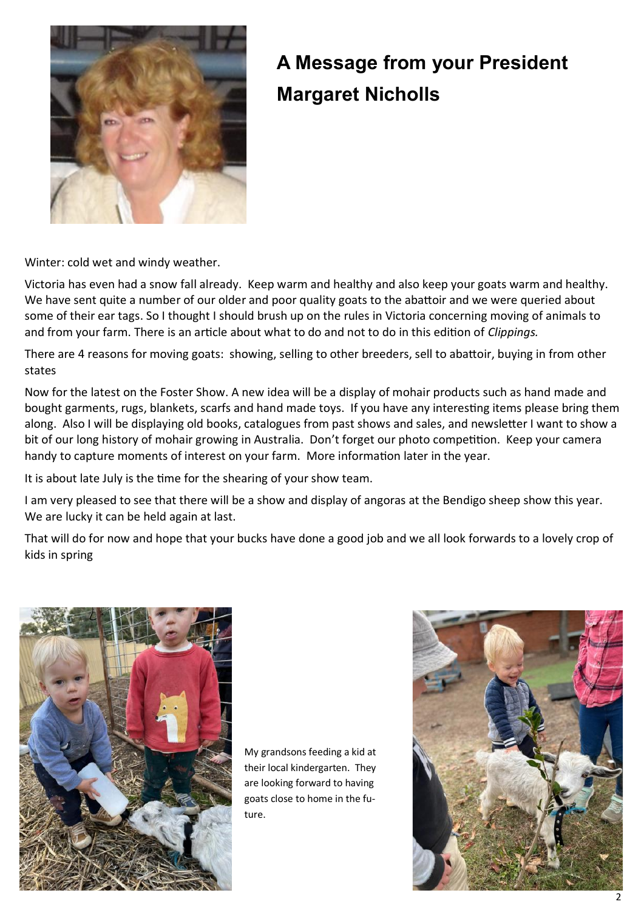# A Message from your President Margaret Nicholls

Winter: cold wet and windy weather.

Victoria has even had a snow fall already. Keep warm and healthy and also keep your goats warm and healthy. We have sent quite a number of our older and poor quality goats to the abattoir and we were queried about some of their ear tags. So I thought I should brush up on the rules in Victoria concerning moving of animals to and from your farm. There is an article about what to do and not to do in this edition of *Clippings.*

There are 4 reasons for moving goats: showing, selling to other breeders, sell to abattoir, buying in from other states

Now for the latest on the Foster Show. A new idea will be a display of mohair products such as hand made and bought garments, rugs, blankets, scarfs and hand made toys. If you have any interesting items please bring them along. Also I will be displaying old books, catalogues from past shows and sales, and newsletter I want to show a bit of our long history of mohair growing in Australia. Don't forget our photo competition. Keep your camera handy to capture moments of interest on your farm. More information later in the year.

It is about late July is the time for the shearing of your show team.

I am very pleased to see that there will be a show and display of angoras at the Bendigo sheep show this year. We are lucky it can be held again at last.

That will do for now and hope that your bucks have done a good job and we all look forwards to a lovely crop of kids in spring

My grandsons feeding a kid at their local kindergarten. They are looking forward to having goats close to home in the future.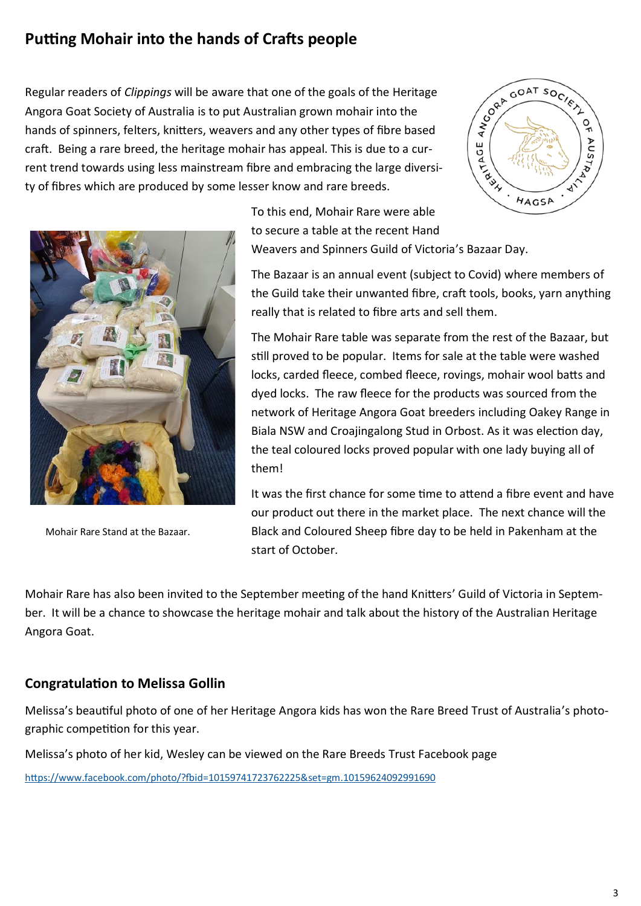## Putting Mohair into the hands of Crafts people

Regular readers of *Clippings* will be aware that one of the goals of the Heritage Angora Goat Society of Australia is to put Australian grown mohair into the hands of spinners, felters, knitters, weavers and any other types of fibre based craft. Being a rare breed, the heritage mohair has appeal. This is due to a current trend towards using less mainstream fibre and embracing the large diversity of fibres which are produced by some lesser know and rare breeds.

To this end, Mohair Rare were able to secure a table at the recent Hand Weavers and Spinners Guild of Victoria's Bazaar Day.

The Bazaar is an annual event (subject to Covid) where members of the Guild take their unwanted fibre, craft tools, books, yarn anything really that is related to fibre arts and sell them.

The Mohair Rare table was separate from the rest of the Bazaar, but still proved to be popular. Items for sale at the table were washed locks, carded fleece, combed fleece, rovings, mohair wool batts and dyed locks. The raw fleece for the products was sourced from the network of Heritage Angora Goat breeders including Oakey Range in Biala NSW and Croajingalong Stud in Orbost. As it was election day, the teal coloured locks proved popular with one lady buying all of them!

Mohair Rare Stand at the Bazaar.

It was the first chance for some time to attend a fibre event and have our product out there in the market place. The next chance will the Black and Coloured Sheep fibre day to be held in Pakenham at the start of October.

Mohair Rare has also been invited to the September meeting of the hand Knitters' Guild of Victoria in September. It will be a chance to showcase the heritage mohair and talk about the history of the Australian Heritage Angora Goat.

## Congratulation to Melissa Gollin

Melissa's beautiful photo of one of her Heritage Angora kids has won the Rare Breed Trust of Australia's photographic competition for this year.

Melissa's photo of her kid, Wesley can be viewed on the Rare Breeds Trust Facebook page

https://www.facebook.com/photo/?fbid=10159741723762225&set=gm.10159624092991690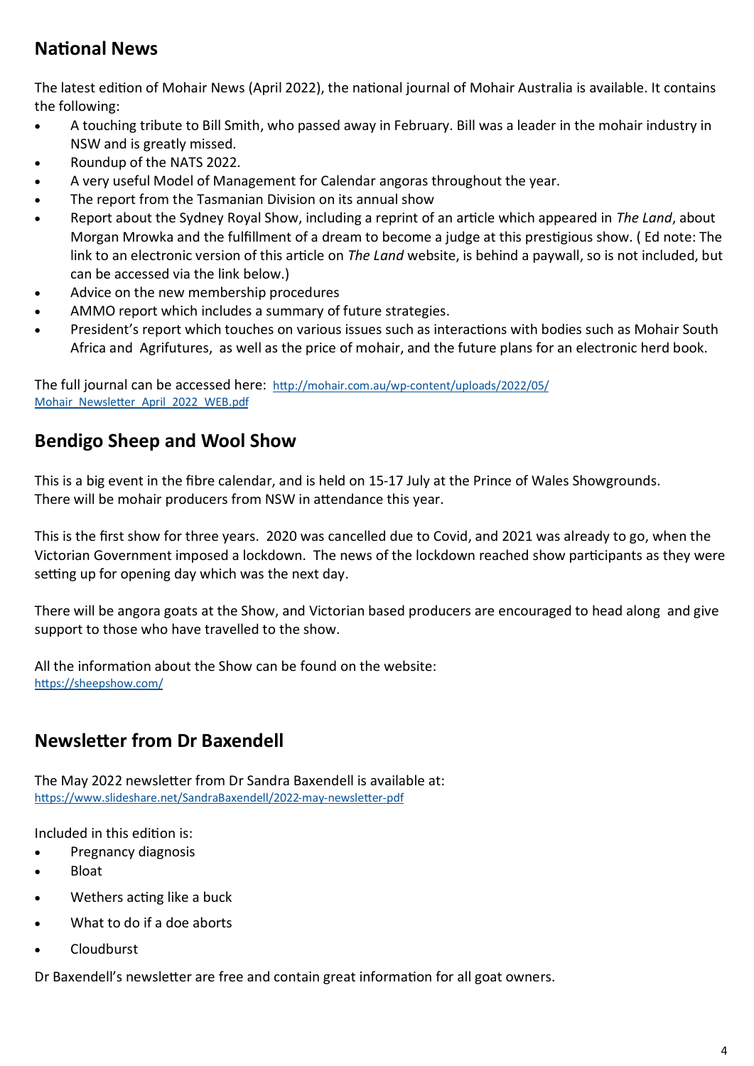## National News

The latest edition of Mohair News (April 2022), the national journal of Mohair Australia is available. It contains the following:

- A touching tribute to Bill Smith, who passed away in February. Bill was a leader in the mohair industry in NSW and is greatly missed.
- Roundup of the NATS 2022.
- A very useful Model of Management for Calendar angoras throughout the year.
- The report from the Tasmanian Division on its annual show
- Report about the Sydney Royal Show, including a reprint of an article which appeared in *The Land*, about Morgan Mrowka and the fulfillment of a dream to become a judge at this prestigious show. ( Ed note: The link to an electronic version of this article on *The Land* website, is behind a paywall, so is not included, but can be accessed via the link below.)
- Advice on the new membership procedures
- AMMO report which includes a summary of future strategies.
- President's report which touches on various issues such as interactions with bodies such as Mohair South Africa and Agrifutures, as well as the price of mohair, and the future plans for an electronic herd book.

The full journal can be accessed here: http://mohair.com.au/wp-content/uploads/2022/05/Mohair_Newsletter_April_2022_WEB.pdf

## Bendigo Sheep and Wool Show

This is a big event in the fibre calendar, and is held on 15-17 July at the Prince of Wales Showgrounds. There will be mohair producers from NSW in attendance this year.

This is the first show for three years. 2020 was cancelled due to Covid, and 2021 was already to go, when the Victorian Government imposed a lockdown. The news of the lockdown reached show participants as they were setting up for opening day which was the next day.

There will be angora goats at the Show, and Victorian based producers are encouraged to head along and give support to those who have travelled to the show.

All the information about the Show can be found on the website:
https://sheepshow.com/

## Newsletter from Dr Baxendell

The May 2022 newsletter from Dr Sandra Baxendell is available at:
https://www.slideshare.net/SandraBaxendell/2022-may-newsletter-pdf

Included in this edition is:

- Pregnancy diagnosis
- Bloat
- Wethers acting like a buck
- What to do if a doe aborts
- Cloudburst

Dr Baxendell's newsletter are free and contain great information for all goat owners.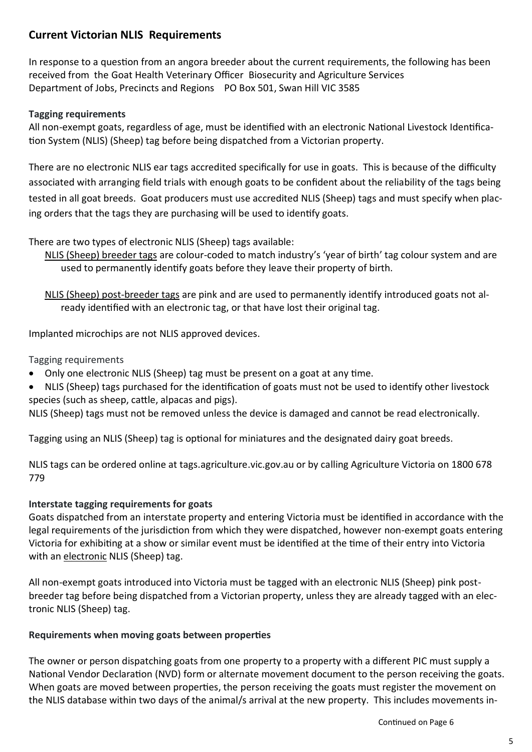## Current Victorian NLIS Requirements

In response to a question from an angora breeder about the current requirements, the following has been received from the Goat Health Veterinary Officer Biosecurity and Agriculture Services Department of Jobs, Precincts and Regions PO Box 501, Swan Hill VIC 3585

**Tagging requirements**

All non-exempt goats, regardless of age, must be identified with an electronic National Livestock Identification System (NLIS) (Sheep) tag before being dispatched from a Victorian property.

There are no electronic NLIS ear tags accredited specifically for use in goats. This is because of the difficulty associated with arranging field trials with enough goats to be confident about the reliability of the tags being tested in all goat breeds. Goat producers must use accredited NLIS (Sheep) tags and must specify when placing orders that the tags they are purchasing will be used to identify goats.

There are two types of electronic NLIS (Sheep) tags available:

NLIS (Sheep) breeder tags are colour-coded to match industry's 'year of birth' tag colour system and are used to permanently identify goats before they leave their property of birth.

NLIS (Sheep) post-breeder tags are pink and are used to permanently identify introduced goats not already identified with an electronic tag, or that have lost their original tag.

Implanted microchips are not NLIS approved devices.

Tagging requirements

- Only one electronic NLIS (Sheep) tag must be present on a goat at any time.
- NLIS (Sheep) tags purchased for the identification of goats must not be used to identify other livestock species (such as sheep, cattle, alpacas and pigs).

NLIS (Sheep) tags must not be removed unless the device is damaged and cannot be read electronically.

Tagging using an NLIS (Sheep) tag is optional for miniatures and the designated dairy goat breeds.

NLIS tags can be ordered online at tags.agriculture.vic.gov.au or by calling Agriculture Victoria on 1800 678 779

**Interstate tagging requirements for goats**

Goats dispatched from an interstate property and entering Victoria must be identified in accordance with the legal requirements of the jurisdiction from which they were dispatched, however non-exempt goats entering Victoria for exhibiting at a show or similar event must be identified at the time of their entry into Victoria with an electronic NLIS (Sheep) tag.

All non-exempt goats introduced into Victoria must be tagged with an electronic NLIS (Sheep) pink post-breeder tag before being dispatched from a Victorian property, unless they are already tagged with an electronic NLIS (Sheep) tag.

**Requirements when moving goats between properties**

The owner or person dispatching goats from one property to a property with a different PIC must supply a National Vendor Declaration (NVD) form or alternate movement document to the person receiving the goats. When goats are moved between properties, the person receiving the goats must register the movement on the NLIS database within two days of the animal/s arrival at the new property. This includes movements in-

Continued on Page 6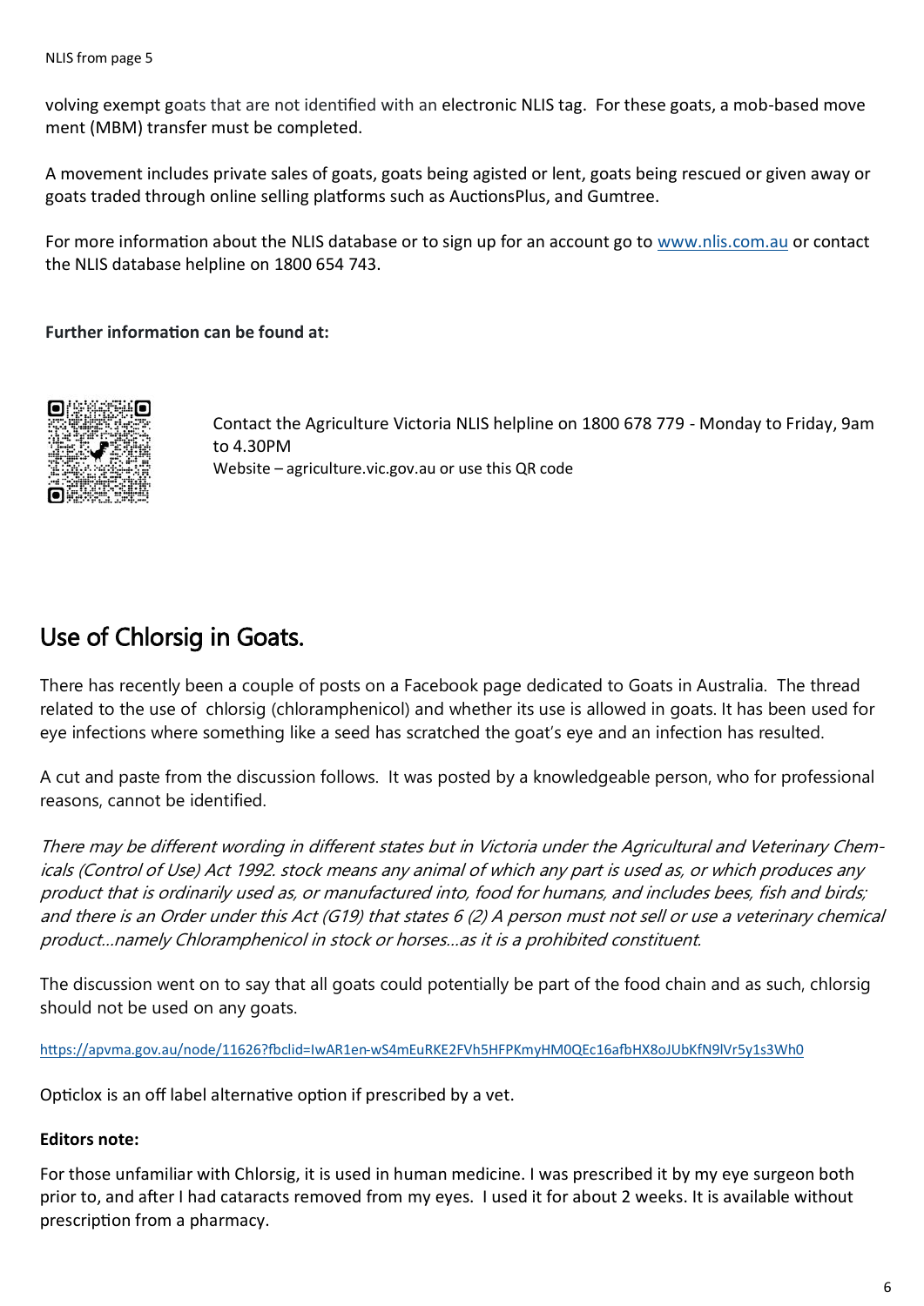NLIS from page 5

volving exempt goats that are not identified with an electronic NLIS tag. For these goats, a mob-based move ment (MBM) transfer must be completed.

A movement includes private sales of goats, goats being agisted or lent, goats being rescued or given away or goats traded through online selling platforms such as AuctionsPlus, and Gumtree.

For more information about the NLIS database or to sign up for an account go to [www.nlis.com.au](http://www.nlis.com.au) or contact the NLIS database helpline on 1800 654 743.

**Further information can be found at:**

Contact the Agriculture Victoria NLIS helpline on 1800 678 779 - Monday to Friday, 9am to 4.30PM

Website – agriculture.vic.gov.au or use this QR code

## Use of Chlorsig in Goats.

There has recently been a couple of posts on a Facebook page dedicated to Goats in Australia. The thread related to the use of chlorsig (chloramphenicol) and whether its use is allowed in goats. It has been used for eye infections where something like a seed has scratched the goat's eye and an infection has resulted.

A cut and paste from the discussion follows. It was posted by a knowledgeable person, who for professional reasons, cannot be identified.

*There may be different wording in different states but in Victoria under the Agricultural and Veterinary Chemicals (Control of Use) Act 1992. stock means any animal of which any part is used as, or which produces any product that is ordinarily used as, or manufactured into, food for humans, and includes bees, fish and birds; and there is an Order under this Act (G19) that states 6 (2) A person must not sell or use a veterinary chemical product...namely Chloramphenicol in stock or horses...as it is a prohibited constituent.*

The discussion went on to say that all goats could potentially be part of the food chain and as such, chlorsig should not be used on any goats.

https://apvma.gov.au/node/11626?fbclid=IwAR1en-wS4mEuRKE2FVh5HFPKmyHM0QEc16afbHX8oJUbKfN9lVr5y1s3Wh0

Opticlox is an off label alternative option if prescribed by a vet.

**Editors note:**

For those unfamiliar with Chlorsig, it is used in human medicine. I was prescribed it by my eye surgeon both prior to, and after I had cataracts removed from my eyes. I used it for about 2 weeks. It is available without prescription from a pharmacy.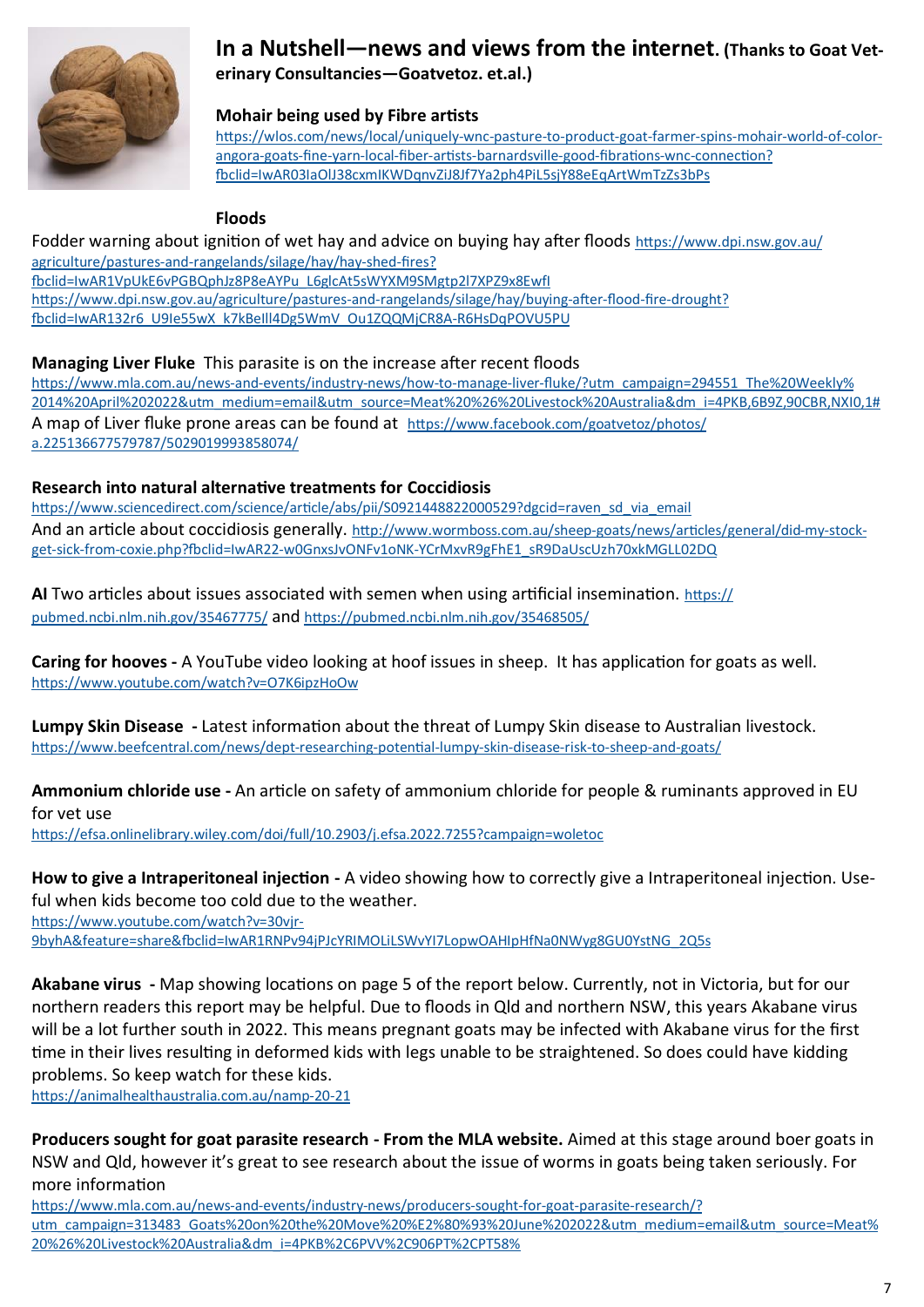## In a Nutshell—news and views from the internet. (Thanks to Goat Veterinary Consultancies—Goatvetoz. et.al.)

**Mohair being used by Fibre artists**

https://wlos.com/news/local/uniquely-wnc-pasture-to-product-goat-farmer-spins-mohair-world-of-color-angora-goats-fine-yarn-local-fiber-artists-barnardsville-good-fibrations-wnc-connection?fbclid=IwAR03IaOlJ38cxmIKWDqnvZiJ8Jf7Ya2ph4PiL5sjY88eEqArtWmTzZs3bPs

**Floods**

Fodder warning about ignition of wet hay and advice on buying hay after floods https://www.dpi.nsw.gov.au/agriculture/pastures-and-rangelands/silage/hay/hay-shed-fires?fbclid=IwAR1VpUkE6vPGBQphJz8P8eAYPu_L6glcAt5sWYXM9SMgtp2l7XPZ9x8Ewfl https://www.dpi.nsw.gov.au/agriculture/pastures-and-rangelands/silage/hay/buying-after-flood-fire-drought?fbclid=IwAR132r6_U9Ie55wX_k7kBeIll4Dg5WmV_Ou1ZQQMjCR8A-R6HsDqPOVU5PU

**Managing Liver Fluke** This parasite is on the increase after recent floods

https://www.mla.com.au/news-and-events/industry-news/how-to-manage-liver-fluke/?utm_campaign=294551_The%20Weekly%2014%20April%202022&utm_medium=email&utm_source=Meat%20%26%20Livestock%20Australia&dm_i=4PKB,6B9Z,90CBR,NXI0,1#

A map of Liver fluke prone areas can be found at https://www.facebook.com/goatvetoz/photos/a.225136677579787/5029019993858074/

**Research into natural alternative treatments for Coccidiosis**

https://www.sciencedirect.com/science/article/abs/pii/S0921448822000529?dgcid=raven_sd_via_email

And an article about coccidiosis generally. http://www.wormboss.com.au/sheep-goats/news/articles/general/did-my-stock-get-sick-from-coxie.php?fbclid=IwAR22-w0GnxsJvONFv1oNK-YCrMxvR9gFhE1_sR9DaUscUzh70xkMGLL02DQ

**AI** Two articles about issues associated with semen when using artificial insemination. https://pubmed.ncbi.nlm.nih.gov/35467775/ and https://pubmed.ncbi.nlm.nih.gov/35468505/

**Caring for hooves -** A YouTube video looking at hoof issues in sheep. It has application for goats as well. https://www.youtube.com/watch?v=O7K6ipzHoOw

**Lumpy Skin Disease -** Latest information about the threat of Lumpy Skin disease to Australian livestock. https://www.beefcentral.com/news/dept-researching-potential-lumpy-skin-disease-risk-to-sheep-and-goats/

**Ammonium chloride use -** An article on safety of ammonium chloride for people & ruminants approved in EU for vet use

https://efsa.onlinelibrary.wiley.com/doi/full/10.2903/j.efsa.2022.7255?campaign=woletoc

**How to give a Intraperitoneal injection -** A video showing how to correctly give a Intraperitoneal injection. Useful when kids become too cold due to the weather.

https://www.youtube.com/watch?v=30vjr-9byhA&feature=share&fbclid=IwAR1RNPv94jPJcYRIMOLiLSWvYI7LopwOAHIpHfNa0NWyg8GU0YstNG_2Q5s

**Akabane virus -** Map showing locations on page 5 of the report below. Currently, not in Victoria, but for our northern readers this report may be helpful. Due to floods in Qld and northern NSW, this years Akabane virus will be a lot further south in 2022. This means pregnant goats may be infected with Akabane virus for the first time in their lives resulting in deformed kids with legs unable to be straightened. So does could have kidding problems. So keep watch for these kids.

https://animalhealthaustralia.com.au/namp-20-21

**Producers sought for goat parasite research - From the MLA website.** Aimed at this stage around boer goats in NSW and Qld, however it's great to see research about the issue of worms in goats being taken seriously. For more information

https://www.mla.com.au/news-and-events/industry-news/producers-sought-for-goat-parasite-research/?utm_campaign=313483_Goats%20on%20the%20Move%20%E2%80%93%20June%202022&utm_medium=email&utm_source=Meat%20%26%20Livestock%20Australia&dm_i=4PKB%2C6PVV%2C906PT%2CPT58%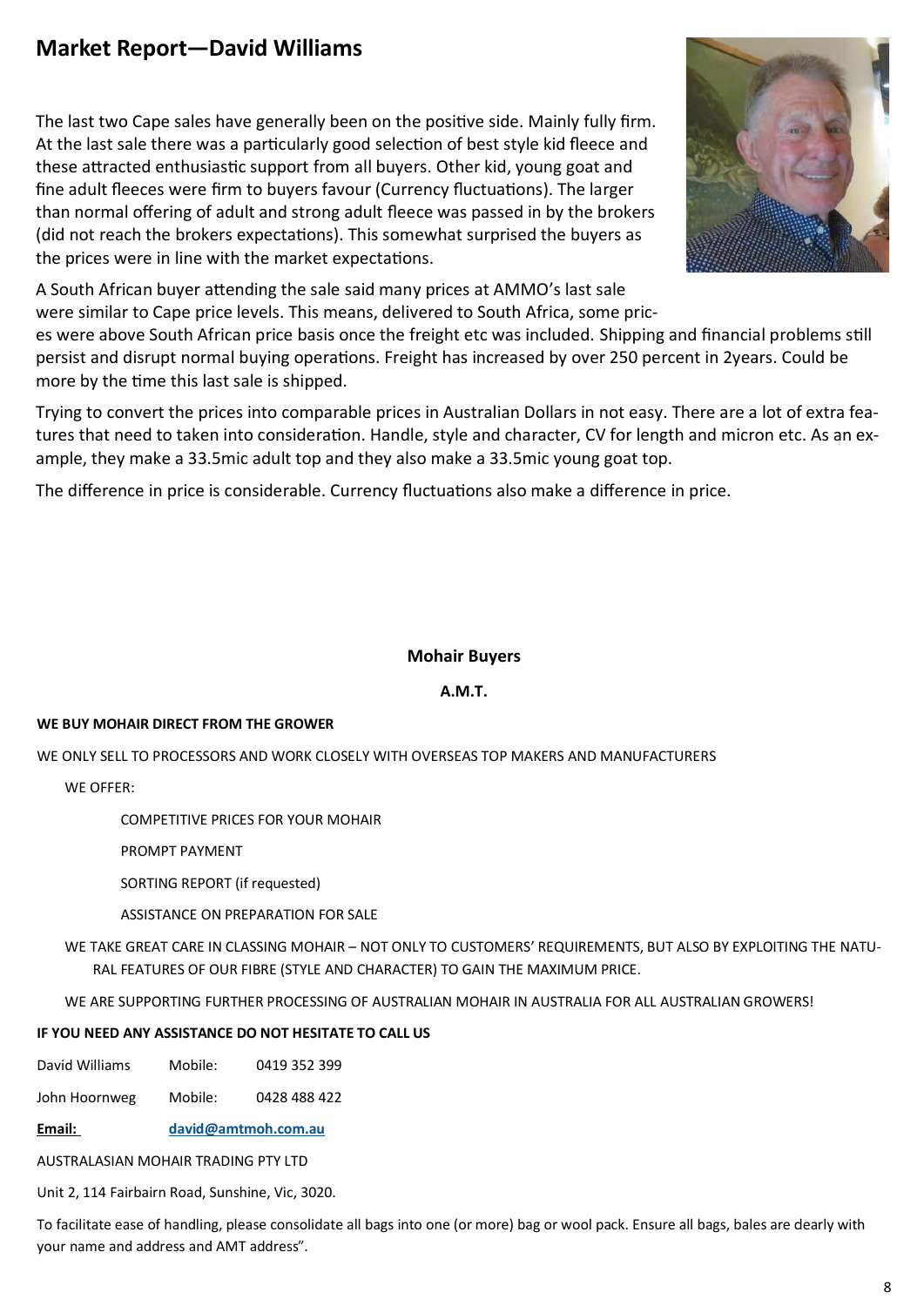## Market Report—David Williams

The last two Cape sales have generally been on the positive side. Mainly fully firm. At the last sale there was a particularly good selection of best style kid fleece and these attracted enthusiastic support from all buyers. Other kid, young goat and fine adult fleeces were firm to buyers favour (Currency fluctuations). The larger than normal offering of adult and strong adult fleece was passed in by the brokers (did not reach the brokers expectations). This somewhat surprised the buyers as the prices were in line with the market expectations.

A South African buyer attending the sale said many prices at AMMO's last sale were similar to Cape price levels. This means, delivered to South Africa, some prices were above South African price basis once the freight etc was included. Shipping and financial problems still persist and disrupt normal buying operations. Freight has increased by over 250 percent in 2years. Could be more by the time this last sale is shipped.

Trying to convert the prices into comparable prices in Australian Dollars in not easy. There are a lot of extra features that need to taken into consideration. Handle, style and character, CV for length and micron etc. As an example, they make a 33.5mic adult top and they also make a 33.5mic young goat top.

The difference in price is considerable. Currency fluctuations also make a difference in price.

**Mohair Buyers**

**A.M.T.**

**WE BUY MOHAIR DIRECT FROM THE GROWER**

WE ONLY SELL TO PROCESSORS AND WORK CLOSELY WITH OVERSEAS TOP MAKERS AND MANUFACTURERS

WE OFFER:

- COMPETITIVE PRICES FOR YOUR MOHAIR
- PROMPT PAYMENT
- SORTING REPORT (if requested)
- ASSISTANCE ON PREPARATION FOR SALE

WE TAKE GREAT CARE IN CLASSING MOHAIR – NOT ONLY TO CUSTOMERS' REQUIREMENTS, BUT ALSO BY EXPLOITING THE NATURAL FEATURES OF OUR FIBRE (STYLE AND CHARACTER) TO GAIN THE MAXIMUM PRICE.

WE ARE SUPPORTING FURTHER PROCESSING OF AUSTRALIAN MOHAIR IN AUSTRALIA FOR ALL AUSTRALIAN GROWERS!

**IF YOU NEED ANY ASSISTANCE DO NOT HESITATE TO CALL US**

David Williams Mobile: 0419 352 399

John Hoornweg Mobile: 0428 488 422

**Email:** **david@amtmoh.com.au**

AUSTRALASIAN MOHAIR TRADING PTY LTD

Unit 2, 114 Fairbairn Road, Sunshine, Vic, 3020.

To facilitate ease of handling, please consolidate all bags into one (or more) bag or wool pack. Ensure all bags, bales are clearly with your name and address and AMT address".